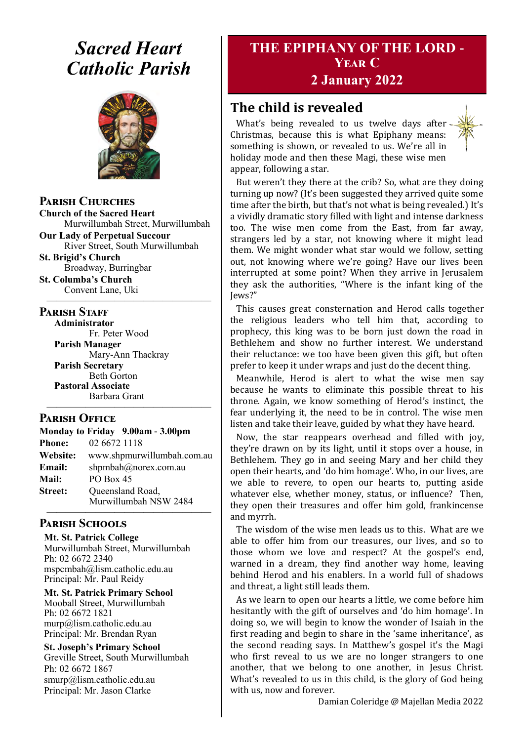# Sacred Heart Catholic Parish

## Parish Churches

**Church of the Sacred Heart**
Murwillumbah Street, Murwillumbah

**Our Lady of Perpetual Succour**
River Street, South Murwillumbah

**St. Brigid's Church**
Broadway, Burringbar

**St. Columba's Church**
Convent Lane, Uki

## Parish Staff

**Administrator**
Fr. Peter Wood

**Parish Manager**
Mary-Ann Thackray

**Parish Secretary**
Beth Gorton

**Pastoral Associate**
Barbara Grant

## Parish Office

**Monday to Friday 9.00am - 3.00pm**

**Phone:** 02 6672 1118
**Website:** www.shpmurwillumbah.com.au
**Email:** shpmbah@norex.com.au
**Mail:** PO Box 45
**Street:** Queensland Road, Murwillumbah NSW 2484

## Parish Schools

**Mt. St. Patrick College**
Murwillumbah Street, Murwillumbah
Ph: 02 6672 2340
mspcmbah@lism.catholic.edu.au
Principal: Mr. Paul Reidy

**Mt. St. Patrick Primary School**
Mooball Street, Murwillumbah
Ph: 02 6672 1821
murp@lism.catholic.edu.au
Principal: Mr. Brendan Ryan

**St. Joseph's Primary School**
Greville Street, South Murwillumbah
Ph: 02 6672 1867
smurp@lism.catholic.edu.au
Principal: Mr. Jason Clarke

# THE EPIPHANY OF THE LORD - YEAR C
## 2 January 2022

## The child is revealed

What's being revealed to us twelve days after Christmas, because this is what Epiphany means: something is shown, or revealed to us. We're all in holiday mode and then these Magi, these wise men appear, following a star.

But weren't they there at the crib? So, what are they doing turning up now? (It's been suggested they arrived quite some time after the birth, but that's not what is being revealed.) It's a vividly dramatic story filled with light and intense darkness too. The wise men come from the East, from far away, strangers led by a star, not knowing where it might lead them. We might wonder what star would we follow, setting out, not knowing where we're going? Have our lives been interrupted at some point? When they arrive in Jerusalem they ask the authorities, "Where is the infant king of the Jews?"

This causes great consternation and Herod calls together the religious leaders who tell him that, according to prophecy, this king was to be born just down the road in Bethlehem and show no further interest. We understand their reluctance: we too have been given this gift, but often prefer to keep it under wraps and just do the decent thing.

Meanwhile, Herod is alert to what the wise men say because he wants to eliminate this possible threat to his throne. Again, we know something of Herod's instinct, the fear underlying it, the need to be in control. The wise men listen and take their leave, guided by what they have heard.

Now, the star reappears overhead and filled with joy, they're drawn on by its light, until it stops over a house, in Bethlehem. They go in and seeing Mary and her child they open their hearts, and 'do him homage'. Who, in our lives, are we able to revere, to open our hearts to, putting aside whatever else, whether money, status, or influence? Then, they open their treasures and offer him gold, frankincense and myrrh.

The wisdom of the wise men leads us to this. What are we able to offer him from our treasures, our lives, and so to those whom we love and respect? At the gospel's end, warned in a dream, they find another way home, leaving behind Herod and his enablers. In a world full of shadows and threat, a light still leads them.

As we learn to open our hearts a little, we come before him hesitantly with the gift of ourselves and 'do him homage'. In doing so, we will begin to know the wonder of Isaiah in the first reading and begin to share in the 'same inheritance', as the second reading says. In Matthew's gospel it's the Magi who first reveal to us we are no longer strangers to one another, that we belong to one another, in Jesus Christ. What's revealed to us in this child, is the glory of God being with us, now and forever.

Damian Coleridge @ Majellan Media 2022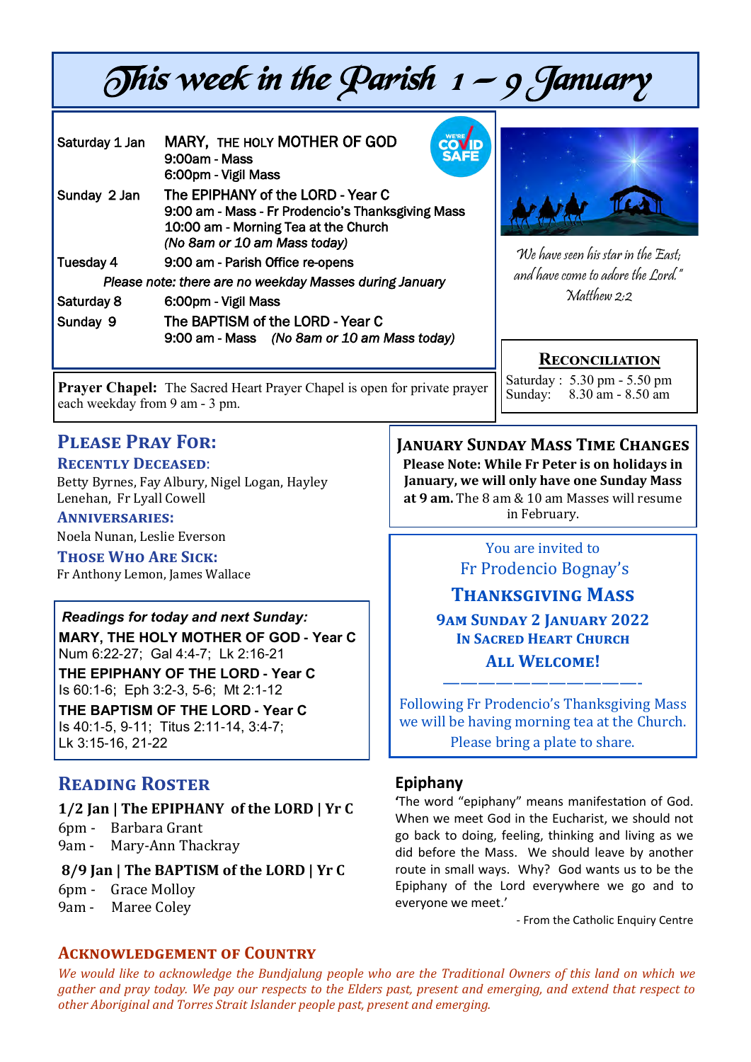# This week in the Parish 1 – 9 January

| | |
|---|---|
| Saturday 1 Jan | MARY, THE HOLY MOTHER OF GOD<br>9:00am - Mass<br>6:00pm - Vigil Mass |
| Sunday 2 Jan | The EPIPHANY of the LORD - Year C<br>9:00 am - Mass - Fr Prodencio's Thanksgiving Mass<br>10:00 am - Morning Tea at the Church<br>*(No 8am or 10 am Mass today)* |
| Tuesday 4 | 9:00 am - Parish Office re-opens |

*Please note: there are no weekday Masses during January*

| | |
|---|---|
| Saturday 8 | 6:00pm - Vigil Mass |
| Sunday 9 | The BAPTISM of the LORD - Year C<br>9:00 am - Mass *(No 8am or 10 am Mass today)* |

*We have seen his star in the East; and have come to adore the Lord."*
*Matthew 2:2*

## Reconciliation

Saturday : 5.30 pm - 5.50 pm
Sunday: 8.30 am - 8.50 am

**Prayer Chapel:** The Sacred Heart Prayer Chapel is open for private prayer each weekday from 9 am - 3 pm.

## Please Pray For:

### Recently Deceased:

Betty Byrnes, Fay Albury, Nigel Logan, Hayley Lenehan, Fr Lyall Cowell

### Anniversaries:

Noela Nunan, Leslie Everson

### Those Who Are Sick:

Fr Anthony Lemon, James Wallace

## January Sunday Mass Time Changes

**Please Note: While Fr Peter is on holidays in January, we will only have one Sunday Mass at 9 am.** The 8 am & 10 am Masses will resume in February.

*Readings for today and next Sunday:*

**MARY, THE HOLY MOTHER OF GOD - Year C**
Num 6:22-27; Gal 4:4-7; Lk 2:16-21

**THE EPIPHANY OF THE LORD - Year C**
Is 60:1-6; Eph 3:2-3, 5-6; Mt 2:1-12

**THE BAPTISM OF THE LORD - Year C**
Is 40:1-5, 9-11; Titus 2:11-14, 3:4-7; Lk 3:15-16, 21-22

You are invited to
Fr Prodencio Bognay's

## Thanksgiving Mass

**9am Sunday 2 January 2022**
**In Sacred Heart Church**

**All Welcome!**

————————————-

Following Fr Prodencio's Thanksgiving Mass we will be having morning tea at the Church. Please bring a plate to share.

## Reading Roster

**1/2 Jan | The EPIPHANY of the LORD | Yr C**
6pm - Barbara Grant
9am - Mary-Ann Thackray

**8/9 Jan | The BAPTISM of the LORD | Yr C**
6pm - Grace Molloy
9am - Maree Coley

## Epiphany

'The word "epiphany" means manifestation of God. When we meet God in the Eucharist, we should not go back to doing, feeling, thinking and living as we did before the Mass. We should leave by another route in small ways. Why? God wants us to be the Epiphany of the Lord everywhere we go and to everyone we meet.'

- From the Catholic Enquiry Centre

## Acknowledgement of Country

*We would like to acknowledge the Bundjalung people who are the Traditional Owners of this land on which we gather and pray today. We pay our respects to the Elders past, present and emerging, and extend that respect to other Aboriginal and Torres Strait Islander people past, present and emerging.*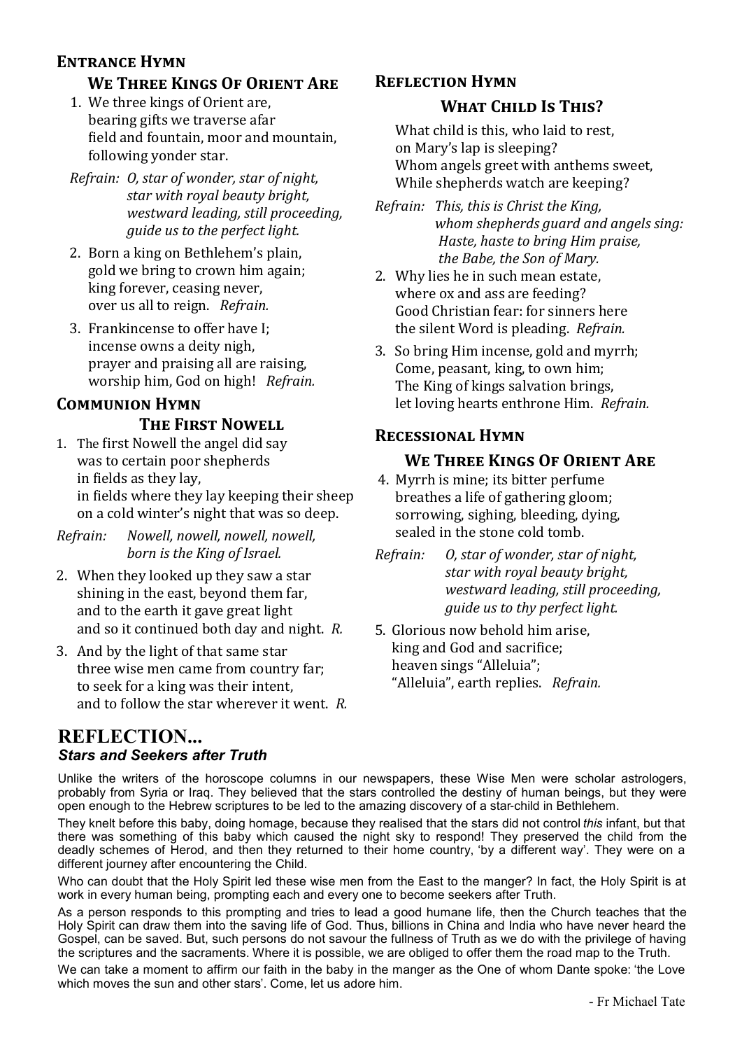## Entrance Hymn

### We Three Kings Of Orient Are

1. We three kings of Orient are,
   bearing gifts we traverse afar
   field and fountain, moor and mountain,
   following yonder star.

*Refrain:* *O, star of wonder, star of night,*
*star with royal beauty bright,*
*westward leading, still proceeding,*
*guide us to the perfect light.*

2. Born a king on Bethlehem's plain,
   gold we bring to crown him again;
   king forever, ceasing never,
   over us all to reign. *Refrain.*

3. Frankincense to offer have I;
   incense owns a deity nigh,
   prayer and praising all are raising,
   worship him, God on high! *Refrain.*

## Communion Hymn

### The First Nowell

1. The first Nowell the angel did say
   was to certain poor shepherds
   in fields as they lay,
   in fields where they lay keeping their sheep
   on a cold winter's night that was so deep.

*Refrain:* *Nowell, nowell, nowell, nowell,*
*born is the King of Israel.*

2. When they looked up they saw a star
   shining in the east, beyond them far,
   and to the earth it gave great light
   and so it continued both day and night. *R.*

3. And by the light of that same star
   three wise men came from country far;
   to seek for a king was their intent,
   and to follow the star wherever it went. *R.*

## Reflection Hymn

### What Child Is This?

What child is this, who laid to rest,
on Mary's lap is sleeping?
Whom angels greet with anthems sweet,
While shepherds watch are keeping?

*Refrain:* *This, this is Christ the King,*
*whom shepherds guard and angels sing:*
*Haste, haste to bring Him praise,*
*the Babe, the Son of Mary.*

2. Why lies he in such mean estate,
   where ox and ass are feeding?
   Good Christian fear: for sinners here
   the silent Word is pleading. *Refrain.*

3. So bring Him incense, gold and myrrh;
   Come, peasant, king, to own him;
   The King of kings salvation brings,
   let loving hearts enthrone Him. *Refrain.*

## Recessional Hymn

### We Three Kings Of Orient Are

4. Myrrh is mine; its bitter perfume
   breathes a life of gathering gloom;
   sorrowing, sighing, bleeding, dying,
   sealed in the stone cold tomb.

*Refrain:* *O, star of wonder, star of night,*
*star with royal beauty bright,*
*westward leading, still proceeding,*
*guide us to thy perfect light.*

5. Glorious now behold him arise,
   king and God and sacrifice;
   heaven sings "Alleluia";
   "Alleluia", earth replies. *Refrain.*

# REFLECTION...

***Stars and Seekers after Truth***

Unlike the writers of the horoscope columns in our newspapers, these Wise Men were scholar astrologers, probably from Syria or Iraq. They believed that the stars controlled the destiny of human beings, but they were open enough to the Hebrew scriptures to be led to the amazing discovery of a star-child in Bethlehem.

They knelt before this baby, doing homage, because they realised that the stars did not control *this* infant, but that there was something of this baby which caused the night sky to respond! They preserved the child from the deadly schemes of Herod, and then they returned to their home country, 'by a different way'. They were on a different journey after encountering the Child.

Who can doubt that the Holy Spirit led these wise men from the East to the manger? In fact, the Holy Spirit is at work in every human being, prompting each and every one to become seekers after Truth.

As a person responds to this prompting and tries to lead a good humane life, then the Church teaches that the Holy Spirit can draw them into the saving life of God. Thus, billions in China and India who have never heard the Gospel, can be saved. But, such persons do not savour the fullness of Truth as we do with the privilege of having the scriptures and the sacraments. Where it is possible, we are obliged to offer them the road map to the Truth.

We can take a moment to affirm our faith in the baby in the manger as the One of whom Dante spoke: 'the Love which moves the sun and other stars'. Come, let us adore him.

\- Fr Michael Tate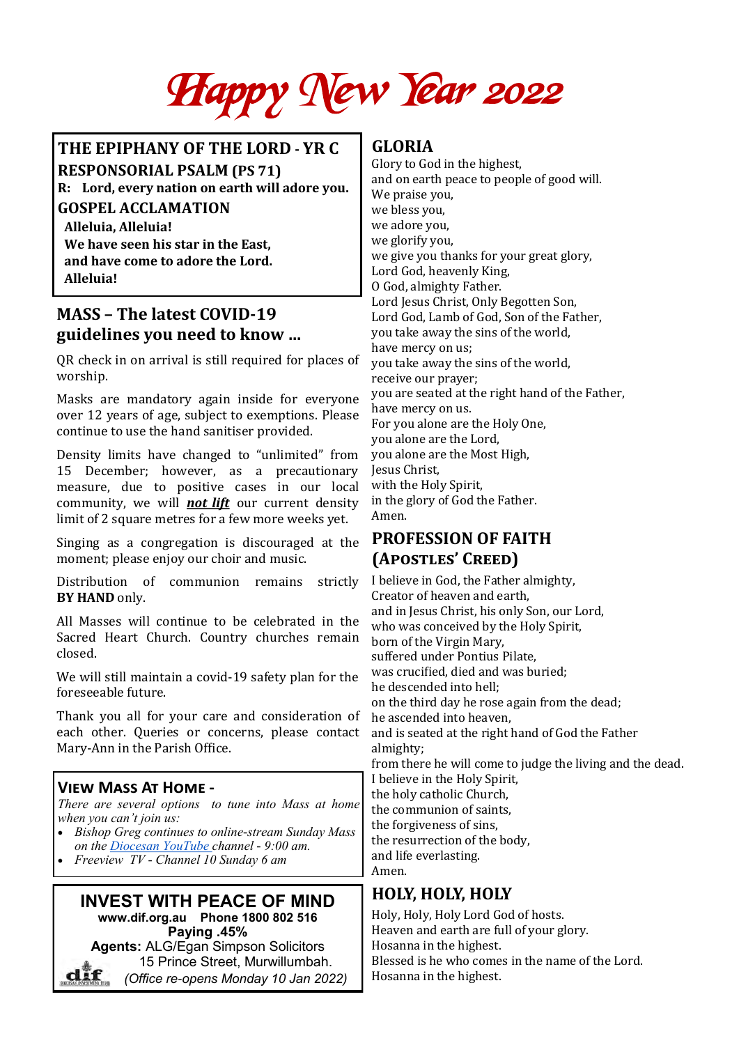# *Happy New Year 2022*

## THE EPIPHANY OF THE LORD - YR C

### RESPONSORIAL PSALM (PS 71)

**R: Lord, every nation on earth will adore you.**

### GOSPEL ACCLAMATION

**Alleluia, Alleluia!**
**We have seen his star in the East,**
**and have come to adore the Lord.**
**Alleluia!**

## MASS – The latest COVID-19 guidelines you need to know ...

QR check in on arrival is still required for places of worship.

Masks are mandatory again inside for everyone over 12 years of age, subject to exemptions. Please continue to use the hand sanitiser provided.

Density limits have changed to "unlimited" from 15 December; however, as a precautionary measure, due to positive cases in our local community, we will ***not lift*** our current density limit of 2 square metres for a few more weeks yet.

Singing as a congregation is discouraged at the moment; please enjoy our choir and music.

Distribution of communion remains strictly **BY HAND** only.

All Masses will continue to be celebrated in the Sacred Heart Church. Country churches remain closed.

We will still maintain a covid-19 safety plan for the foreseeable future.

Thank you all for your care and consideration of each other. Queries or concerns, please contact Mary-Ann in the Parish Office.

### View Mass At Home -

*There are several options to tune into Mass at home when you can't join us:*

- *Bishop Greg continues to online-stream Sunday Mass on the Diocesan YouTube channel - 9:00 am.*
- *Freeview TV - Channel 10 Sunday 6 am*

### INVEST WITH PEACE OF MIND

**www.dif.org.au Phone 1800 802 516**
**Paying .45%**
**Agents:** ALG/Egan Simpson Solicitors
15 Prince Street, Murwillumbah.
*(Office re-opens Monday 10 Jan 2022)*

## GLORIA

Glory to God in the highest,
and on earth peace to people of good will.
We praise you,
we bless you,
we adore you,
we glorify you,
we give you thanks for your great glory,
Lord God, heavenly King,
O God, almighty Father.
Lord Jesus Christ, Only Begotten Son,
Lord God, Lamb of God, Son of the Father,
you take away the sins of the world,
have mercy on us;
you take away the sins of the world,
receive our prayer;
you are seated at the right hand of the Father,
have mercy on us.
For you alone are the Holy One,
you alone are the Lord,
you alone are the Most High,
Jesus Christ,
with the Holy Spirit,
in the glory of God the Father.
Amen.

## PROFESSION OF FAITH (Apostles' Creed)

I believe in God, the Father almighty,
Creator of heaven and earth,
and in Jesus Christ, his only Son, our Lord,
who was conceived by the Holy Spirit,
born of the Virgin Mary,
suffered under Pontius Pilate,
was crucified, died and was buried;
he descended into hell;
on the third day he rose again from the dead;
he ascended into heaven,
and is seated at the right hand of God the Father almighty;
from there he will come to judge the living and the dead.
I believe in the Holy Spirit,
the holy catholic Church,
the communion of saints,
the forgiveness of sins,
the resurrection of the body,
and life everlasting.
Amen.

## HOLY, HOLY, HOLY

Holy, Holy, Holy Lord God of hosts.
Heaven and earth are full of your glory.
Hosanna in the highest.
Blessed is he who comes in the name of the Lord.
Hosanna in the highest.